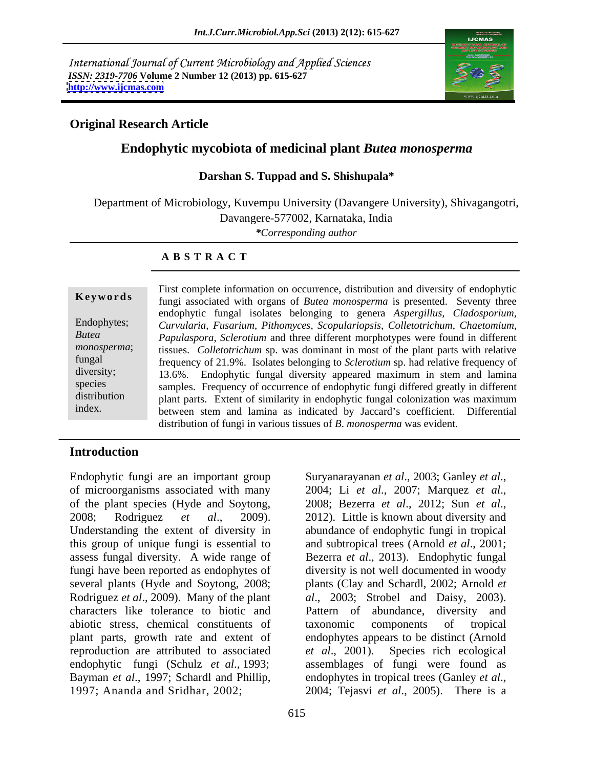International Journal of Current Microbiology and Applied Sciences
*ISSN: 2319-7706* **Volume 2 Number 12 (2013) pp. 615-627**
**http://www.ijcmas.com**

**Original Research Article**

# Endophytic mycobiota of medicinal plant *Butea monosperma*

**Darshan S. Tuppad and S. Shishupala***

Department of Microbiology, Kuvempu University (Davangere University), Shivagangotri, Davangere-577002, Karnataka, India

**\*Corresponding author*

## A B S T R A C T

**Keywords**

Endophytes; *Butea monosperma*; fungal diversity; species distribution index.

First complete information on occurrence, distribution and diversity of endophytic fungi associated with organs of *Butea monosperma* is presented. Seventy three endophytic fungal isolates belonging to genera *Aspergillus*, *Cladosporium*, *Curvularia*, *Fusarium*, *Pithomyces*, *Scopulariopsis*, *Colletotrichum*, *Chaetomium*, *Papulaspora*, *Sclerotium* and three different morphotypes were found in different tissues. *Colletotrichum* sp. was dominant in most of the plant parts with relative frequency of 21.9%. Isolates belonging to *Sclerotium* sp. had relative frequency of 13.6%. Endophytic fungal diversity appeared maximum in stem and lamina samples. Frequency of occurrence of endophytic fungi differed greatly in different plant parts. Extent of similarity in endophytic fungal colonization was maximum between stem and lamina as indicated by Jaccard's coefficient. Differential distribution of fungi in various tissues of *B. monosperma* was evident.

## Introduction

Endophytic fungi are an important group of microorganisms associated with many of the plant species (Hyde and Soytong, 2008; Rodriguez *et al*., 2009). Understanding the extent of diversity in this group of unique fungi is essential to assess fungal diversity. A wide range of fungi have been reported as endophytes of several plants (Hyde and Soytong, 2008; Rodriguez *et al*., 2009). Many of the plant characters like tolerance to biotic and abiotic stress, chemical constituents of plant parts, growth rate and extent of reproduction are attributed to associated endophytic fungi (Schulz *et al*., 1993; Bayman *et al*., 1997; Schardl and Phillip, 1997; Ananda and Sridhar, 2002; Suryanarayanan *et al*., 2003; Ganley *et al*., 2004; Li *et al*., 2007; Marquez *et al*., 2008; Bezerra *et al*., 2012; Sun *et al*., 2012). Little is known about diversity and abundance of endophytic fungi in tropical and subtropical trees (Arnold *et al*., 2001; Bezerra *et al*., 2013). Endophytic fungal diversity is not well documented in woody plants (Clay and Schardl, 2002; Arnold *et al*., 2003; Strobel and Daisy, 2003). Pattern of abundance, diversity and taxonomic components of tropical endophytes appears to be distinct (Arnold *et al*., 2001). Species rich ecological assemblages of fungi were found as endophytes in tropical trees (Ganley *et al*., 2004; Tejasvi *et al*., 2005). There is a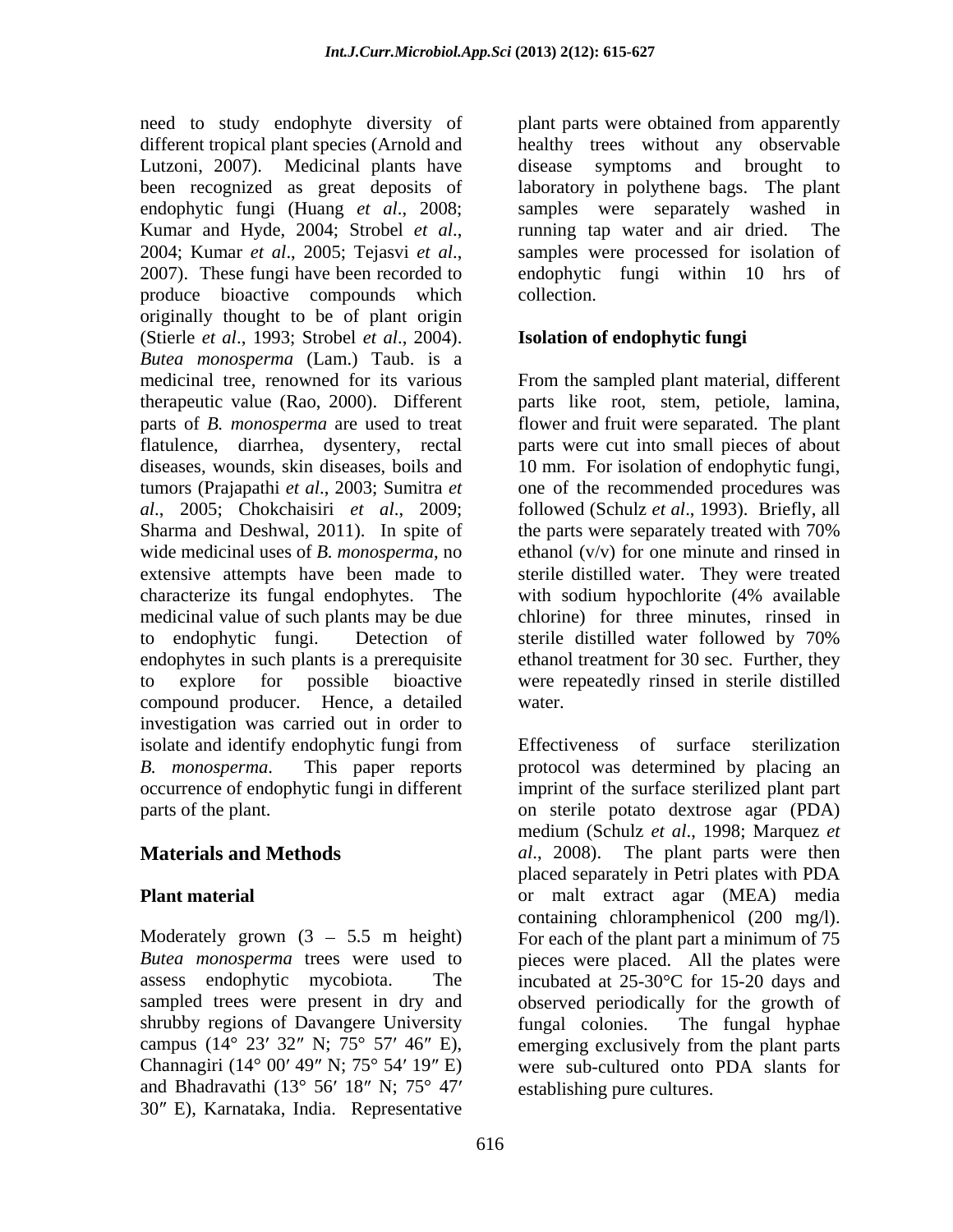need to study endophyte diversity of different tropical plant species (Arnold and Lutzoni, 2007). Medicinal plants have been recognized as great deposits of endophytic fungi (Huang *et al*., 2008; Kumar and Hyde, 2004; Strobel *et al*., 2004; Kumar *et al*., 2005; Tejasvi *et al*., 2007). These fungi have been recorded to produce bioactive compounds which originally thought to be of plant origin (Stierle *et al*., 1993; Strobel *et al*., 2004). *Butea monosperma* (Lam.) Taub. is a medicinal tree, renowned for its various therapeutic value (Rao, 2000). Different parts of *B. monosperma* are used to treat flatulence, diarrhea, dysentery, rectal diseases, wounds, skin diseases, boils and tumors (Prajapathi *et al*., 2003; Sumitra *et al*., 2005; Chokchaisiri *et al*., 2009; Sharma and Deshwal, 2011). In spite of wide medicinal uses of *B. monosperma*, no extensive attempts have been made to characterize its fungal endophytes. The medicinal value of such plants may be due to endophytic fungi. Detection of endophytes in such plants is a prerequisite to explore for possible bioactive compound producer. Hence, a detailed investigation was carried out in order to isolate and identify endophytic fungi from *B. monosperma*. This paper reports occurrence of endophytic fungi in different parts of the plant.

## Materials and Methods

### Plant material

Moderately grown (3 – 5.5 m height) *Butea monosperma* trees were used to assess endophytic mycobiota. The sampled trees were present in dry and shrubby regions of Davangere University campus (14° 23′ 32″ N; 75° 57′ 46″ E), Channagiri (14° 00′ 49″ N; 75° 54′ 19″ E) and Bhadravathi (13° 56′ 18″ N; 75° 47′ 30″ E), Karnataka, India. Representative plant parts were obtained from apparently healthy trees without any observable disease symptoms and brought to laboratory in polythene bags. The plant samples were separately washed in running tap water and air dried. The samples were processed for isolation of endophytic fungi within 10 hrs of collection.

### Isolation of endophytic fungi

From the sampled plant material, different parts like root, stem, petiole, lamina, flower and fruit were separated. The plant parts were cut into small pieces of about 10 mm. For isolation of endophytic fungi, one of the recommended procedures was followed (Schulz *et al*., 1993). Briefly, all the parts were separately treated with 70% ethanol (v/v) for one minute and rinsed in sterile distilled water. They were treated with sodium hypochlorite (4% available chlorine) for three minutes, rinsed in sterile distilled water followed by 70% ethanol treatment for 30 sec. Further, they were repeatedly rinsed in sterile distilled water.

Effectiveness of surface sterilization protocol was determined by placing an imprint of the surface sterilized plant part on sterile potato dextrose agar (PDA) medium (Schulz *et al*., 1998; Marquez *et al*., 2008). The plant parts were then placed separately in Petri plates with PDA or malt extract agar (MEA) media containing chloramphenicol (200 mg/l). For each of the plant part a minimum of 75 pieces were placed. All the plates were incubated at 25-30°C for 15-20 days and observed periodically for the growth of fungal colonies. The fungal hyphae emerging exclusively from the plant parts were sub-cultured onto PDA slants for establishing pure cultures.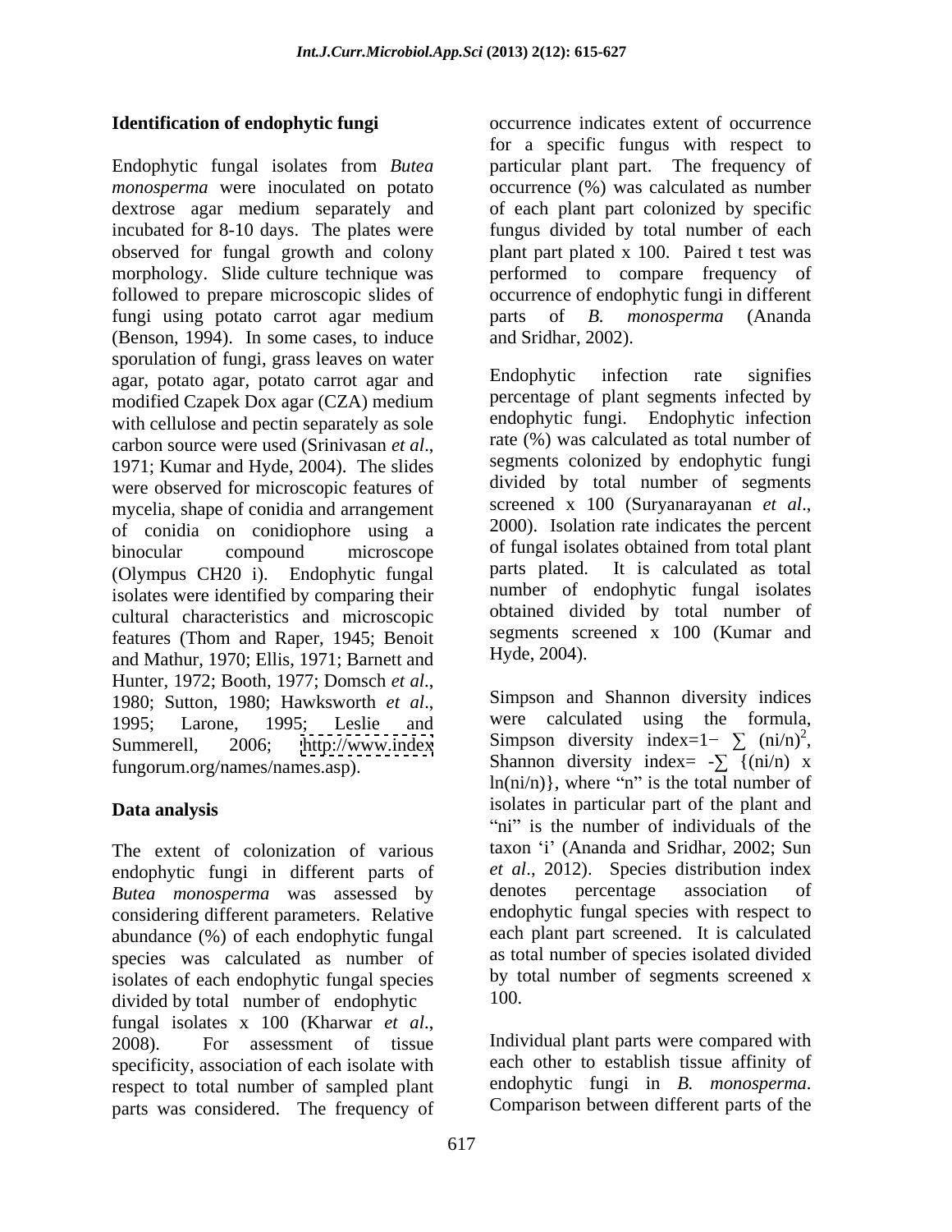## Identification of endophytic fungi

Endophytic fungal isolates from *Butea monosperma* were inoculated on potato dextrose agar medium separately and incubated for 8-10 days. The plates were observed for fungal growth and colony morphology. Slide culture technique was followed to prepare microscopic slides of fungi using potato carrot agar medium (Benson, 1994). In some cases, to induce sporulation of fungi, grass leaves on water agar, potato agar, potato carrot agar and modified Czapek Dox agar (CZA) medium with cellulose and pectin separately as sole carbon source were used (Srinivasan *et al*., 1971; Kumar and Hyde, 2004). The slides were observed for microscopic features of mycelia, shape of conidia and arrangement of conidia on conidiophore using a binocular compound microscope (Olympus CH20 i). Endophytic fungal isolates were identified by comparing their cultural characteristics and microscopic features (Thom and Raper, 1945; Benoit and Mathur, 1970; Ellis, 1971; Barnett and Hunter, 1972; Booth, 1977; Domsch *et al*., 1980; Sutton, 1980; Hawksworth *et al*., 1995; Larone, 1995; Leslie and Summerell, 2006; http://www.indexfungorum.org/names/names.asp).

## Data analysis

The extent of colonization of various endophytic fungi in different parts of *Butea monosperma* was assessed by considering different parameters. Relative abundance (%) of each endophytic fungal species was calculated as number of isolates of each endophytic fungal species divided by total number of endophytic fungal isolates x 100 (Kharwar *et al*., 2008). For assessment of tissue specificity, association of each isolate with respect to total number of sampled plant parts was considered. The frequency of occurrence indicates extent of occurrence for a specific fungus with respect to particular plant part. The frequency of occurrence (%) was calculated as number of each plant part colonized by specific fungus divided by total number of each plant part plated x 100. Paired t test was performed to compare frequency of occurrence of endophytic fungi in different parts of *B. monosperma* (Ananda and Sridhar, 2002).

Endophytic infection rate signifies percentage of plant segments infected by endophytic fungi. Endophytic infection rate (%) was calculated as total number of segments colonized by endophytic fungi divided by total number of segments screened x 100 (Suryanarayanan *et al*., 2000). Isolation rate indicates the percent of fungal isolates obtained from total plant parts plated. It is calculated as total number of endophytic fungal isolates obtained divided by total number of segments screened x 100 (Kumar and Hyde, 2004).

Simpson and Shannon diversity indices were calculated using the formula, Simpson diversity index=$1-\sum (ni/n)^2$, Shannon diversity index= $-\sum \{(ni/n) \times \ln(ni/n)\}$, where "n" is the total number of isolates in particular part of the plant and "ni" is the number of individuals of the taxon 'i' (Ananda and Sridhar, 2002; Sun *et al*., 2012). Species distribution index denotes percentage association of endophytic fungal species with respect to each plant part screened. It is calculated as total number of species isolated divided by total number of segments screened x 100.

Individual plant parts were compared with each other to establish tissue affinity of endophytic fungi in *B. monosperma*. Comparison between different parts of the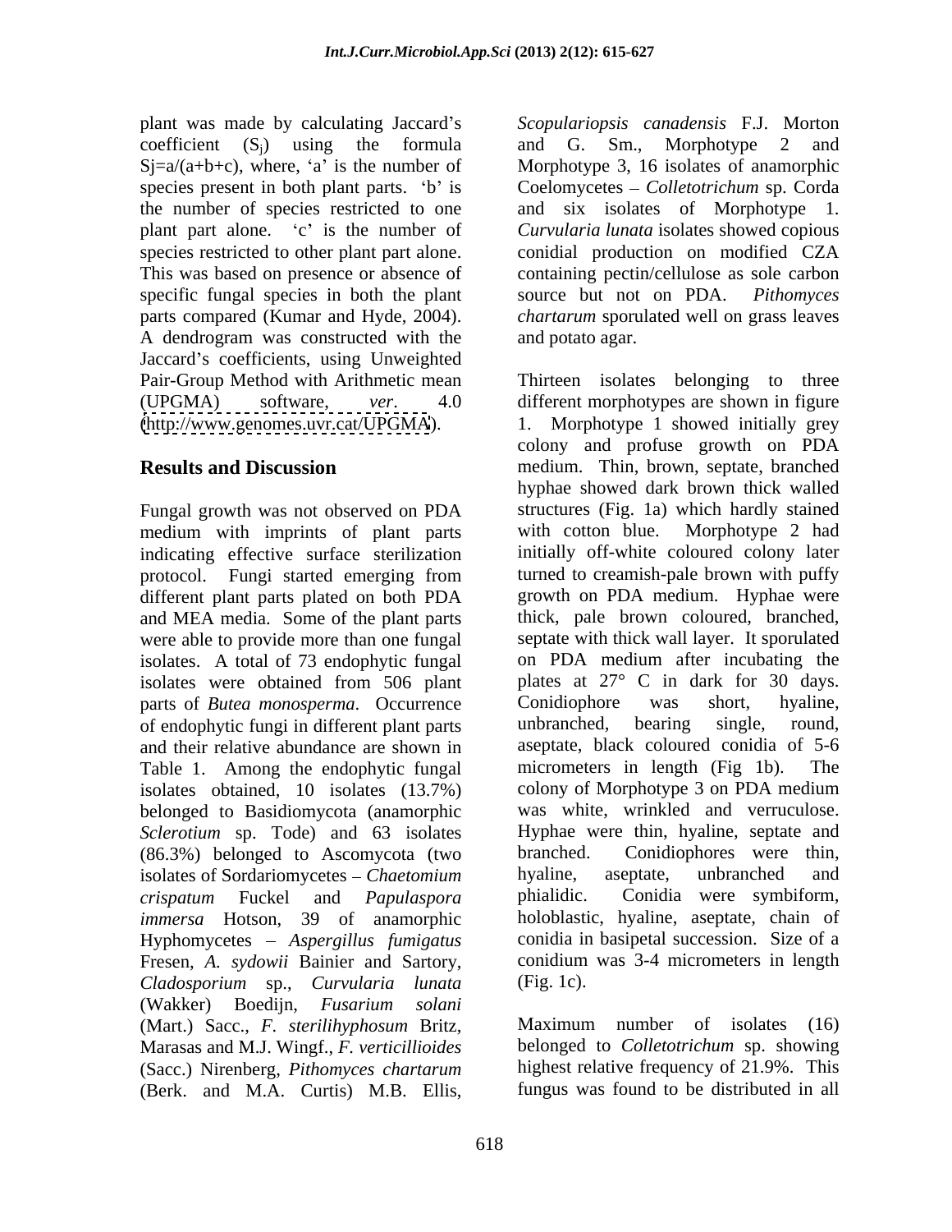plant was made by calculating Jaccard's coefficient ($S_j$) using the formula $Sj=a/(a+b+c)$, where, 'a' is the number of species present in both plant parts. 'b' is the number of species restricted to one plant part alone. 'c' is the number of species restricted to other plant part alone. This was based on presence or absence of specific fungal species in both the plant parts compared (Kumar and Hyde, 2004). A dendrogram was constructed with the Jaccard's coefficients, using Unweighted Pair-Group Method with Arithmetic mean (UPGMA) software, *ver*. 4.0 (http://www.genomes.uvr.cat/UPGMA).

## Results and Discussion

Fungal growth was not observed on PDA medium with imprints of plant parts indicating effective surface sterilization protocol. Fungi started emerging from different plant parts plated on both PDA and MEA media. Some of the plant parts were able to provide more than one fungal isolates. A total of 73 endophytic fungal isolates were obtained from 506 plant parts of *Butea monosperma*. Occurrence of endophytic fungi in different plant parts and their relative abundance are shown in Table 1. Among the endophytic fungal isolates obtained, 10 isolates (13.7%) belonged to Basidiomycota (anamorphic *Sclerotium* sp. Tode) and 63 isolates (86.3%) belonged to Ascomycota (two isolates of Sordariomycetes – *Chaetomium crispatum* Fuckel and *Papulaspora immersa* Hotson, 39 of anamorphic Hyphomycetes – *Aspergillus fumigatus* Fresen, *A. sydowii* Bainier and Sartory, *Cladosporium* sp., *Curvularia lunata* (Wakker) Boedijn, *Fusarium solani* (Mart.) Sacc., *F. sterilihyphosum* Britz, Marasas and M.J. Wingf., *F. verticillioides* (Sacc.) Nirenberg, *Pithomyces chartarum* (Berk. and M.A. Curtis) M.B. Ellis, *Scopulariopsis canadensis* F.J. Morton and G. Sm., Morphotype 2 and Morphotype 3, 16 isolates of anamorphic Coelomycetes – *Colletotrichum* sp. Corda and six isolates of Morphotype 1. *Curvularia lunata* isolates showed copious conidial production on modified CZA containing pectin/cellulose as sole carbon source but not on PDA. *Pithomyces chartarum* sporulated well on grass leaves and potato agar.

Thirteen isolates belonging to three different morphotypes are shown in figure 1. Morphotype 1 showed initially grey colony and profuse growth on PDA medium. Thin, brown, septate, branched hyphae showed dark brown thick walled structures (Fig. 1a) which hardly stained with cotton blue. Morphotype 2 had initially off-white coloured colony later turned to creamish-pale brown with puffy growth on PDA medium. Hyphae were thick, pale brown coloured, branched, septate with thick wall layer. It sporulated on PDA medium after incubating the plates at 27° C in dark for 30 days. Conidiophore was short, hyaline, unbranched, bearing single, round, aseptate, black coloured conidia of 5-6 micrometers in length (Fig 1b). The colony of Morphotype 3 on PDA medium was white, wrinkled and verruculose. Hyphae were thin, hyaline, septate and branched. Conidiophores were thin, hyaline, aseptate, unbranched and phialidic. Conidia were symbiform, holoblastic, hyaline, aseptate, chain of conidia in basipetal succession. Size of a conidium was 3-4 micrometers in length (Fig. 1c).

Maximum number of isolates (16) belonged to *Colletotrichum* sp. showing highest relative frequency of 21.9%. This fungus was found to be distributed in all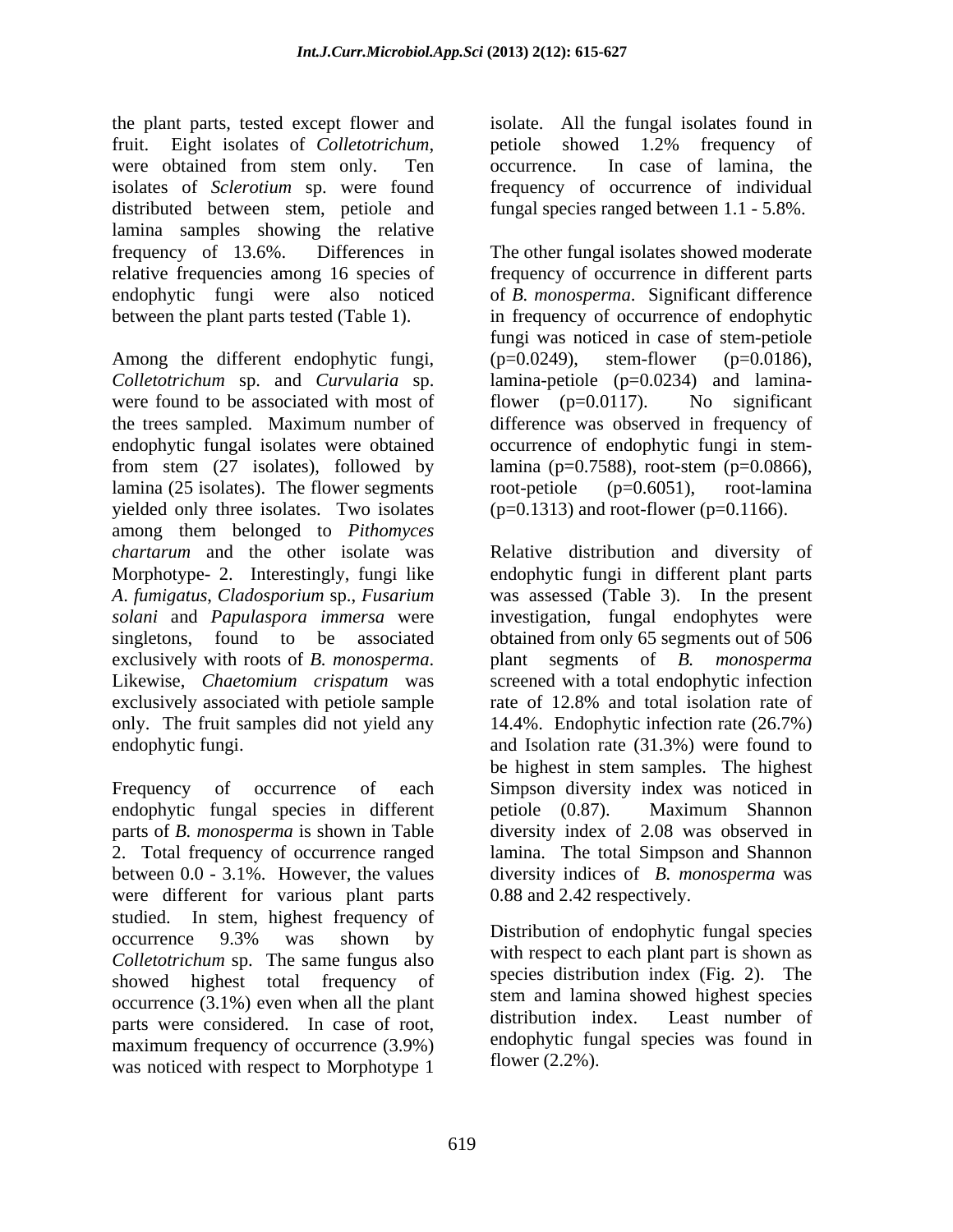the plant parts, tested except flower and fruit. Eight isolates of *Colletotrichum*, were obtained from stem only. Ten isolates of *Sclerotium* sp. were found distributed between stem, petiole and lamina samples showing the relative frequency of 13.6%. Differences in relative frequencies among 16 species of endophytic fungi were also noticed between the plant parts tested (Table 1).

Among the different endophytic fungi, *Colletotrichum* sp. and *Curvularia* sp. were found to be associated with most of the trees sampled. Maximum number of endophytic fungal isolates were obtained from stem (27 isolates), followed by lamina (25 isolates). The flower segments yielded only three isolates. Two isolates among them belonged to *Pithomyces chartarum* and the other isolate was Morphotype- 2. Interestingly, fungi like *A. fumigatus*, *Cladosporium* sp., *Fusarium solani* and *Papulaspora immersa* were singletons, found to be associated exclusively with roots of *B. monosperma*. Likewise, *Chaetomium crispatum* was exclusively associated with petiole sample only. The fruit samples did not yield any endophytic fungi.

Frequency of occurrence of each endophytic fungal species in different parts of *B. monosperma* is shown in Table 2. Total frequency of occurrence ranged between 0.0 - 3.1%. However, the values were different for various plant parts studied. In stem, highest frequency of occurrence 9.3% was shown by *Colletotrichum* sp. The same fungus also showed highest total frequency of occurrence (3.1%) even when all the plant parts were considered. In case of root, maximum frequency of occurrence (3.9%) was noticed with respect to Morphotype 1 isolate. All the fungal isolates found in petiole showed 1.2% frequency of occurrence. In case of lamina, the frequency of occurrence of individual fungal species ranged between 1.1 - 5.8%.

The other fungal isolates showed moderate frequency of occurrence in different parts of *B. monosperma*. Significant difference in frequency of occurrence of endophytic fungi was noticed in case of stem-petiole ($p=0.0249$), stem-flower ($p=0.0186$), lamina-petiole ($p=0.0234$) and lamina-flower ($p=0.0117$). No significant difference was observed in frequency of occurrence of endophytic fungi in stem-lamina ($p=0.7588$), root-stem ($p=0.0866$), root-petiole ($p=0.6051$), root-lamina ($p=0.1313$) and root-flower ($p=0.1166$).

Relative distribution and diversity of endophytic fungi in different plant parts was assessed (Table 3). In the present investigation, fungal endophytes were obtained from only 65 segments out of 506 plant segments of *B. monosperma* screened with a total endophytic infection rate of 12.8% and total isolation rate of 14.4%. Endophytic infection rate (26.7%) and Isolation rate (31.3%) were found to be highest in stem samples. The highest Simpson diversity index was noticed in petiole (0.87). Maximum Shannon diversity index of 2.08 was observed in lamina. The total Simpson and Shannon diversity indices of *B. monosperma* was 0.88 and 2.42 respectively.

Distribution of endophytic fungal species with respect to each plant part is shown as species distribution index (Fig. 2). The stem and lamina showed highest species distribution index. Least number of endophytic fungal species was found in flower (2.2%).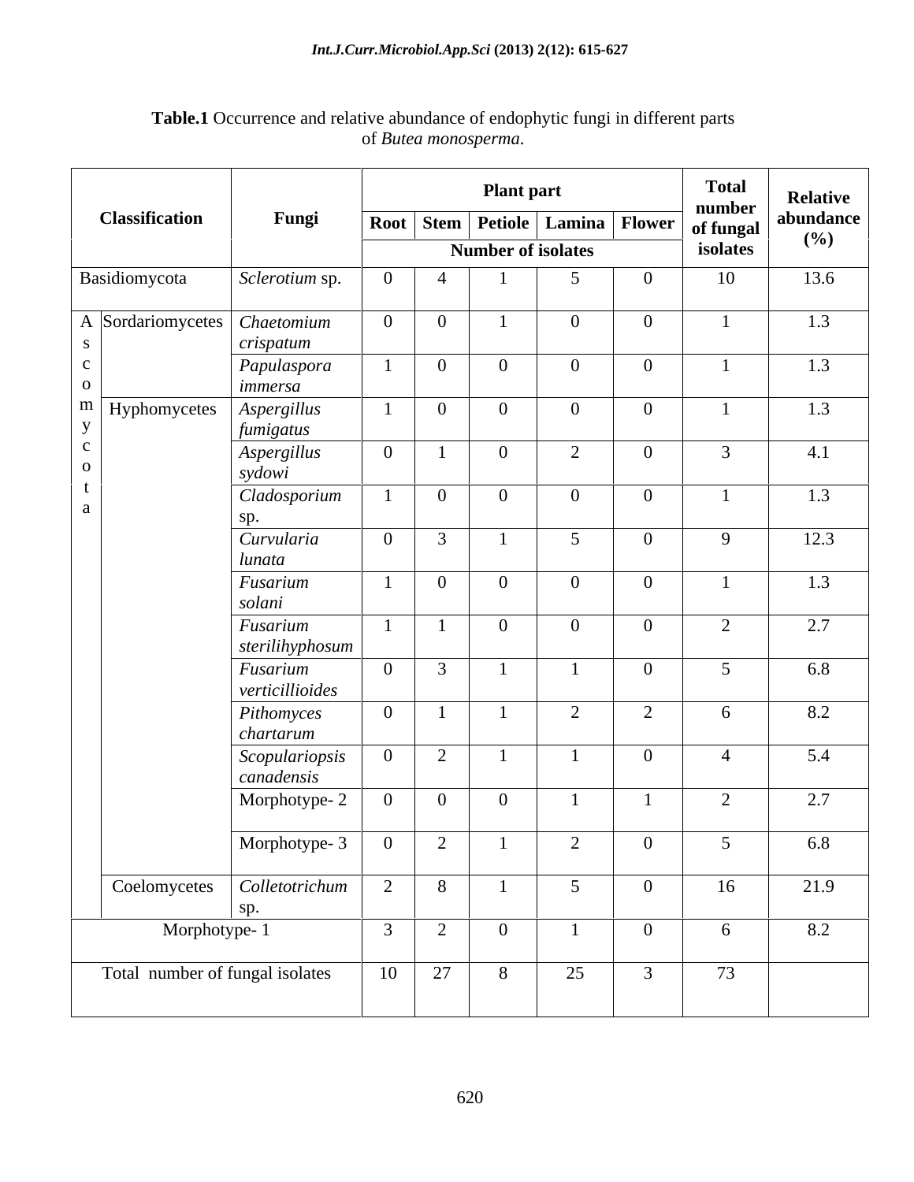**Table.1** Occurrence and relative abundance of endophytic fungi in different parts of *Butea monosperma*.

| Classification | | Fungi | Plant part | | | | | Total number of fungal isolates | Relative abundance (%) |
|---|---|---|---|---|---|---|---|---|---|
| | | | Root | Stem | Petiole | Lamina | Flower | | |
| | | | Number of isolates | | | | | | |
| Basidiomycota | | *Sclerotium* sp. | 0 | 4 | 1 | 5 | 0 | 10 | 13.6 |
| Ascomycota | Sordariomycetes | *Chaetomium crispatum* | 0 | 0 | 1 | 0 | 0 | 1 | 1.3 |
| | | *Papulaspora immersa* | 1 | 0 | 0 | 0 | 0 | 1 | 1.3 |
| | Hyphomycetes | *Aspergillus fumigatus* | 1 | 0 | 0 | 0 | 0 | 1 | 1.3 |
| | | *Aspergillus sydowi* | 0 | 1 | 0 | 2 | 0 | 3 | 4.1 |
| | | *Cladosporium* sp. | 1 | 0 | 0 | 0 | 0 | 1 | 1.3 |
| | | *Curvularia lunata* | 0 | 3 | 1 | 5 | 0 | 9 | 12.3 |
| | | *Fusarium solani* | 1 | 0 | 0 | 0 | 0 | 1 | 1.3 |
| | | *Fusarium sterilihyphosum* | 1 | 1 | 0 | 0 | 0 | 2 | 2.7 |
| | | *Fusarium verticillioides* | 0 | 3 | 1 | 1 | 0 | 5 | 6.8 |
| | | *Pithomyces chartarum* | 0 | 1 | 1 | 2 | 2 | 6 | 8.2 |
| | | *Scopulariopsis canadensis* | 0 | 2 | 1 | 1 | 0 | 4 | 5.4 |
| | | Morphotype- 2 | 0 | 0 | 0 | 1 | 1 | 2 | 2.7 |
| | | Morphotype- 3 | 0 | 2 | 1 | 2 | 0 | 5 | 6.8 |
| | Coelomycetes | *Colletotrichum* sp. | 2 | 8 | 1 | 5 | 0 | 16 | 21.9 |
| Morphotype- 1 | | | 3 | 2 | 0 | 1 | 0 | 6 | 8.2 |
| Total number of fungal isolates | | | 10 | 27 | 8 | 25 | 3 | 73 | |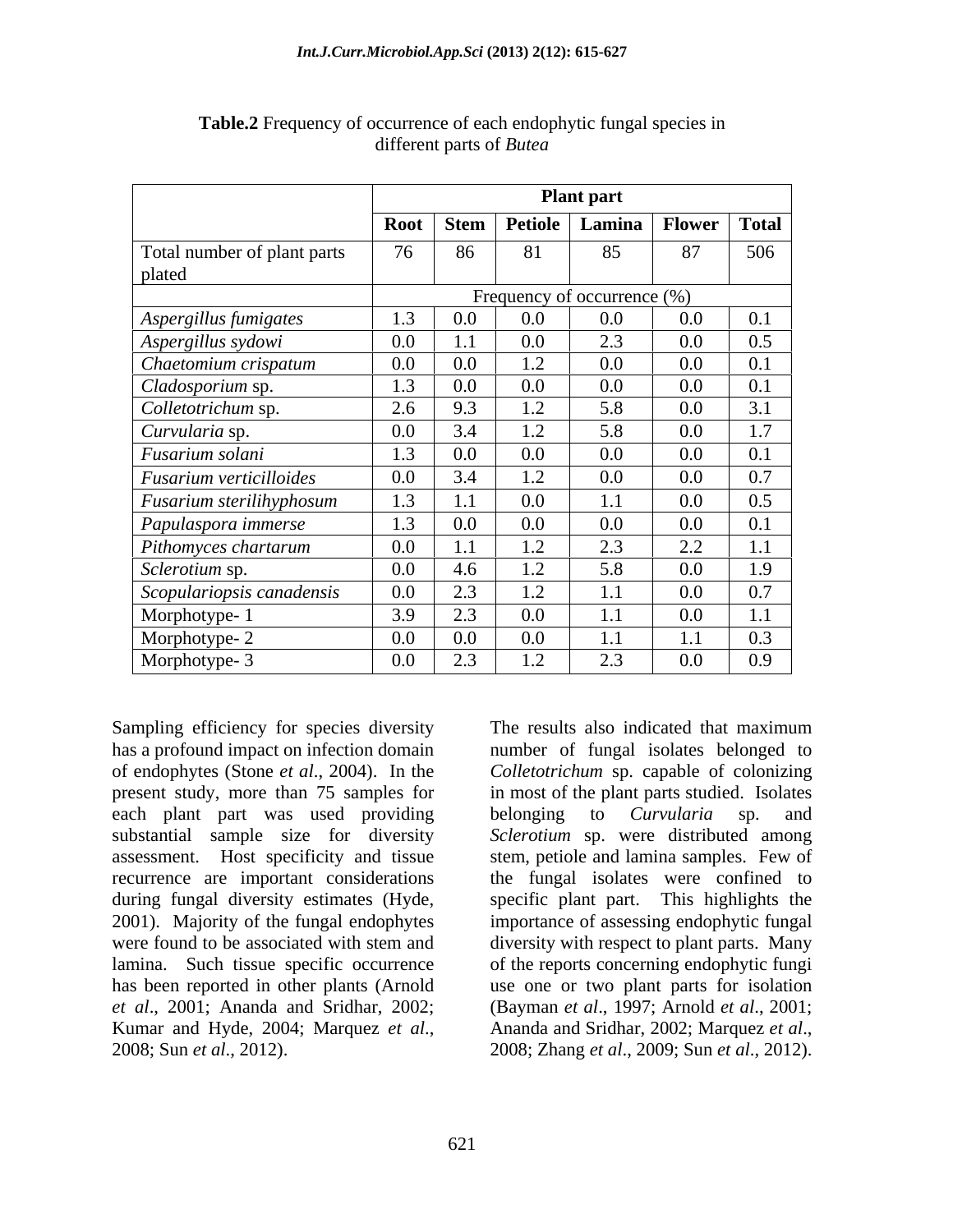**Table.2** Frequency of occurrence of each endophytic fungal species in different parts of *Butea*

| | Plant part | | | | | |
|---|---|---|---|---|---|---|
| | **Root** | **Stem** | **Petiole** | **Lamina** | **Flower** | **Total** |
| Total number of plant parts plated | 76 | 86 | 81 | 85 | 87 | 506 |
| | Frequency of occurrence (%) | | | | | |
| *Aspergillus fumigates* | 1.3 | 0.0 | 0.0 | 0.0 | 0.0 | 0.1 |
| *Aspergillus sydowi* | 0.0 | 1.1 | 0.0 | 2.3 | 0.0 | 0.5 |
| *Chaetomium crispatum* | 0.0 | 0.0 | 1.2 | 0.0 | 0.0 | 0.1 |
| *Cladosporium* sp. | 1.3 | 0.0 | 0.0 | 0.0 | 0.0 | 0.1 |
| *Colletotrichum* sp. | 2.6 | 9.3 | 1.2 | 5.8 | 0.0 | 3.1 |
| *Curvularia* sp. | 0.0 | 3.4 | 1.2 | 5.8 | 0.0 | 1.7 |
| *Fusarium solani* | 1.3 | 0.0 | 0.0 | 0.0 | 0.0 | 0.1 |
| *Fusarium verticilloides* | 0.0 | 3.4 | 1.2 | 0.0 | 0.0 | 0.7 |
| *Fusarium sterilihyphosum* | 1.3 | 1.1 | 0.0 | 1.1 | 0.0 | 0.5 |
| *Papulaspora immerse* | 1.3 | 0.0 | 0.0 | 0.0 | 0.0 | 0.1 |
| *Pithomyces chartarum* | 0.0 | 1.1 | 1.2 | 2.3 | 2.2 | 1.1 |
| *Sclerotium* sp. | 0.0 | 4.6 | 1.2 | 5.8 | 0.0 | 1.9 |
| *Scopulariopsis canadensis* | 0.0 | 2.3 | 1.2 | 1.1 | 0.0 | 0.7 |
| Morphotype- 1 | 3.9 | 2.3 | 0.0 | 1.1 | 0.0 | 1.1 |
| Morphotype- 2 | 0.0 | 0.0 | 0.0 | 1.1 | 1.1 | 0.3 |
| Morphotype- 3 | 0.0 | 2.3 | 1.2 | 2.3 | 0.0 | 0.9 |

Sampling efficiency for species diversity has a profound impact on infection domain of endophytes (Stone *et al*., 2004). In the present study, more than 75 samples for each plant part was used providing substantial sample size for diversity assessment. Host specificity and tissue recurrence are important considerations during fungal diversity estimates (Hyde, 2001). Majority of the fungal endophytes were found to be associated with stem and lamina. Such tissue specific occurrence has been reported in other plants (Arnold *et al*., 2001; Ananda and Sridhar, 2002; Kumar and Hyde, 2004; Marquez *et al*., 2008; Sun *et al*., 2012).

The results also indicated that maximum number of fungal isolates belonged to *Colletotrichum* sp. capable of colonizing in most of the plant parts studied. Isolates belonging to *Curvularia* sp. and *Sclerotium* sp. were distributed among stem, petiole and lamina samples. Few of the fungal isolates were confined to specific plant part. This highlights the importance of assessing endophytic fungal diversity with respect to plant parts. Many of the reports concerning endophytic fungi use one or two plant parts for isolation (Bayman *et al*., 1997; Arnold *et al*., 2001; Ananda and Sridhar, 2002; Marquez *et al*., 2008; Zhang *et al*., 2009; Sun *et al*., 2012).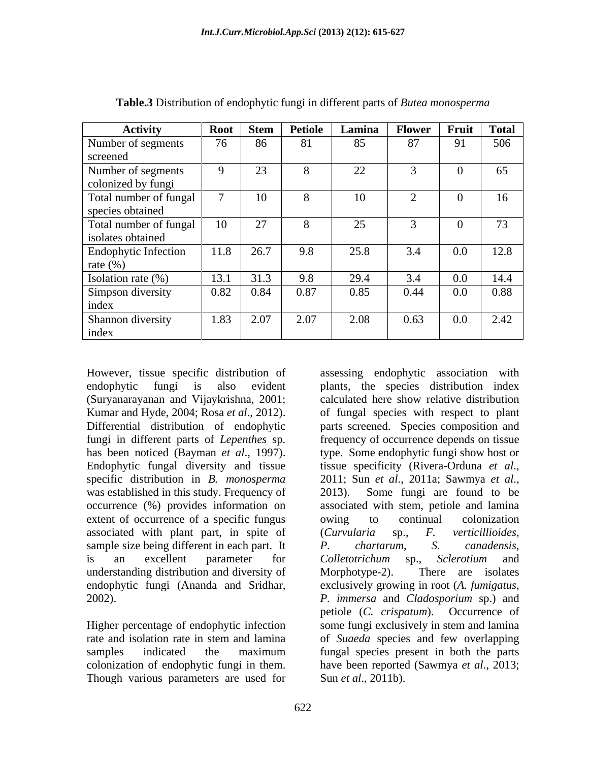**Table.3** Distribution of endophytic fungi in different parts of *Butea monosperma*

| Activity | Root | Stem | Petiole | Lamina | Flower | Fruit | Total |
|---|---|---|---|---|---|---|---|
| Number of segments screened | 76 | 86 | 81 | 85 | 87 | 91 | 506 |
| Number of segments colonized by fungi | 9 | 23 | 8 | 22 | 3 | 0 | 65 |
| Total number of fungal species obtained | 7 | 10 | 8 | 10 | 2 | 0 | 16 |
| Total number of fungal isolates obtained | 10 | 27 | 8 | 25 | 3 | 0 | 73 |
| Endophytic Infection rate (%) | 11.8 | 26.7 | 9.8 | 25.8 | 3.4 | 0.0 | 12.8 |
| Isolation rate (%) | 13.1 | 31.3 | 9.8 | 29.4 | 3.4 | 0.0 | 14.4 |
| Simpson diversity index | 0.82 | 0.84 | 0.87 | 0.85 | 0.44 | 0.0 | 0.88 |
| Shannon diversity index | 1.83 | 2.07 | 2.07 | 2.08 | 0.63 | 0.0 | 2.42 |

However, tissue specific distribution of endophytic fungi is also evident (Suryanarayanan and Vijaykrishna, 2001; Kumar and Hyde, 2004; Rosa *et al*., 2012). Differential distribution of endophytic fungi in different parts of *Lepenthes* sp. has been noticed (Bayman *et al*., 1997). Endophytic fungal diversity and tissue specific distribution in *B. monosperma* was established in this study. Frequency of occurrence (%) provides information on extent of occurrence of a specific fungus associated with plant part, in spite of sample size being different in each part. It is an excellent parameter for understanding distribution and diversity of endophytic fungi (Ananda and Sridhar, 2002).

Higher percentage of endophytic infection rate and isolation rate in stem and lamina samples indicated the maximum colonization of endophytic fungi in them. Though various parameters are used for assessing endophytic association with plants, the species distribution index calculated here show relative distribution of fungal species with respect to plant parts screened. Species composition and frequency of occurrence depends on tissue type. Some endophytic fungi show host or tissue specificity (Rivera-Orduna *et al*., 2011; Sun *et al*., 2011a; Sawmya *et al*., 2013). Some fungi are found to be associated with stem, petiole and lamina owing to continual colonization (*Curvularia* sp., *F. verticillioides*, *P. chartarum*, *S. canadensis*, *Colletotrichum* sp., *Sclerotium* and Morphotype-2). There are isolates exclusively growing in root (*A. fumigatus*, *P. immersa* and *Cladosporium* sp.) and petiole (*C. crispatum*). Occurrence of some fungi exclusively in stem and lamina of *Suaeda* species and few overlapping fungal species present in both the parts have been reported (Sawmya *et al*., 2013; Sun *et al*., 2011b).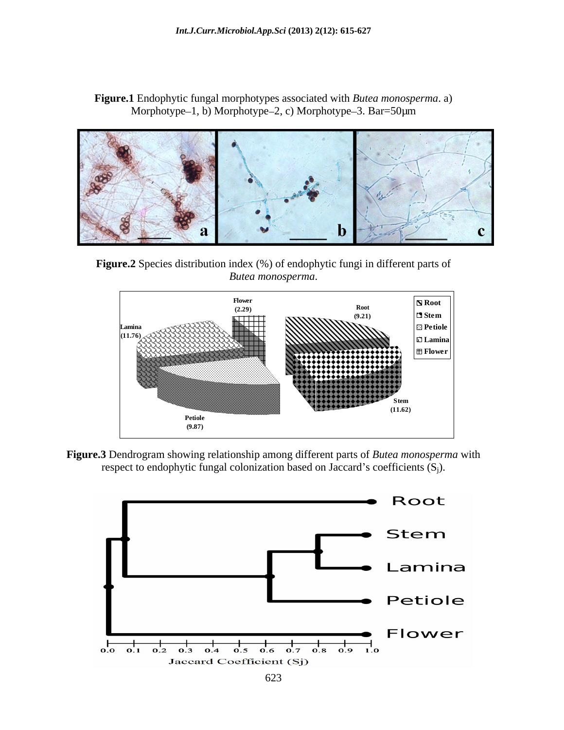**Figure.1** Endophytic fungal morphotypes associated with *Butea monosperma*. a) Morphotype–1, b) Morphotype–2, c) Morphotype–3. Bar=50µm

**Figure.2** Species distribution index (%) of endophytic fungi in different parts of *Butea monosperma*.

**Figure.3** Dendrogram showing relationship among different parts of *Butea monosperma* with respect to endophytic fungal colonization based on Jaccard's coefficients ($S_j$).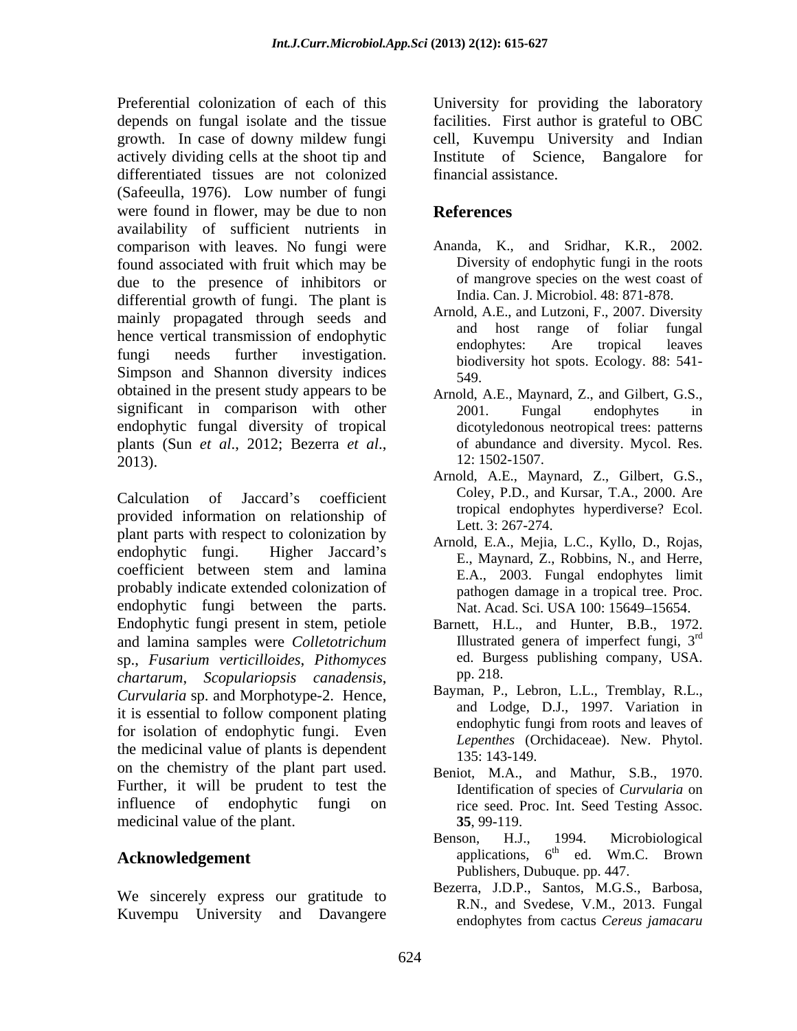Preferential colonization of each of this depends on fungal isolate and the tissue growth. In case of downy mildew fungi actively dividing cells at the shoot tip and differentiated tissues are not colonized (Safeeulla, 1976). Low number of fungi were found in flower, may be due to non availability of sufficient nutrients in comparison with leaves. No fungi were found associated with fruit which may be due to the presence of inhibitors or differential growth of fungi. The plant is mainly propagated through seeds and hence vertical transmission of endophytic fungi needs further investigation. Simpson and Shannon diversity indices obtained in the present study appears to be significant in comparison with other endophytic fungal diversity of tropical plants (Sun *et al*., 2012; Bezerra *et al*., 2013).

Calculation of Jaccard's coefficient provided information on relationship of plant parts with respect to colonization by endophytic fungi. Higher Jaccard's coefficient between stem and lamina probably indicate extended colonization of endophytic fungi between the parts. Endophytic fungi present in stem, petiole and lamina samples were *Colletotrichum* sp., *Fusarium verticilloides*, *Pithomyces chartarum*, *Scopulariopsis canadensis*, *Curvularia* sp. and Morphotype-2. Hence, it is essential to follow component plating for isolation of endophytic fungi. Even the medicinal value of plants is dependent on the chemistry of the plant part used. Further, it will be prudent to test the influence of endophytic fungi on medicinal value of the plant.

## Acknowledgement

We sincerely express our gratitude to Kuvempu University and Davangere University for providing the laboratory facilities. First author is grateful to OBC cell, Kuvempu University and Indian Institute of Science, Bangalore for financial assistance.

## References

Ananda, K., and Sridhar, K.R., 2002. Diversity of endophytic fungi in the roots of mangrove species on the west coast of India. Can. J. Microbiol. 48: 871-878.

Arnold, A.E., and Lutzoni, F., 2007. Diversity and host range of foliar fungal endophytes: Are tropical leaves biodiversity hot spots. Ecology. 88: 541-549.

Arnold, A.E., Maynard, Z., and Gilbert, G.S., 2001. Fungal endophytes in dicotyledonous neotropical trees: patterns of abundance and diversity. Mycol. Res. 12: 1502-1507.

Arnold, A.E., Maynard, Z., Gilbert, G.S., Coley, P.D., and Kursar, T.A., 2000. Are tropical endophytes hyperdiverse? Ecol. Lett. 3: 267-274.

Arnold, E.A., Mejia, L.C., Kyllo, D., Rojas, E., Maynard, Z., Robbins, N., and Herre, E.A., 2003. Fungal endophytes limit pathogen damage in a tropical tree. Proc. Nat. Acad. Sci. USA 100: 15649–15654.

Barnett, H.L., and Hunter, B.B., 1972. Illustrated genera of imperfect fungi, 3rd ed. Burgess publishing company, USA. pp. 218.

Bayman, P., Lebron, L.L., Tremblay, R.L., and Lodge, D.J., 1997. Variation in endophytic fungi from roots and leaves of *Lepenthes* (Orchidaceae). New. Phytol. 135: 143-149.

Beniot, M.A., and Mathur, S.B., 1970. Identification of species of *Curvularia* on rice seed. Proc. Int. Seed Testing Assoc. **35**, 99-119.

Benson, H.J., 1994. Microbiological applications, 6th ed. Wm.C. Brown Publishers, Dubuque. pp. 447.

Bezerra, J.D.P., Santos, M.G.S., Barbosa, R.N., and Svedese, V.M., 2013. Fungal endophytes from cactus *Cereus jamacaru*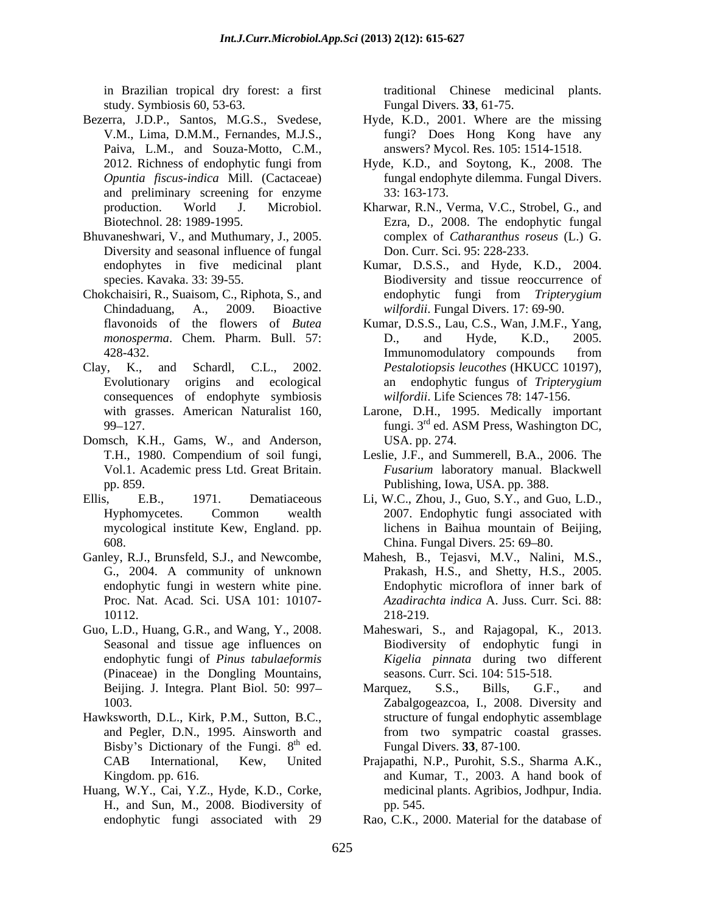in Brazilian tropical dry forest: a first study. Symbiosis 60, 53-63.

Bezerra, J.D.P., Santos, M.G.S., Svedese, V.M., Lima, D.M.M., Fernandes, M.J.S., Paiva, L.M., and Souza-Motto, C.M., 2012. Richness of endophytic fungi from *Opuntia fiscus-indica* Mill. (Cactaceae) and preliminary screening for enzyme production. World J. Microbiol. Biotechnol. 28: 1989-1995.

Bhuvaneshwari, V., and Muthumary, J., 2005. Diversity and seasonal influence of fungal endophytes in five medicinal plant species. Kavaka. 33: 39-55.

Chokchaisiri, R., Suaisom, C., Riphota, S., and Chindaduang, A., 2009. Bioactive flavonoids of the flowers of *Butea monosperma*. Chem. Pharm. Bull. 57: 428-432.

Clay, K., and Schardl, C.L., 2002. Evolutionary origins and ecological consequences of endophyte symbiosis with grasses. American Naturalist 160, 99–127.

Domsch, K.H., Gams, W., and Anderson, T.H., 1980. Compendium of soil fungi, Vol.1. Academic press Ltd. Great Britain. pp. 859.

Ellis, E.B., 1971. Dematiaceous Hyphomycetes. Common wealth mycological institute Kew, England. pp. 608.

Ganley, R.J., Brunsfeld, S.J., and Newcombe, G., 2004. A community of unknown endophytic fungi in western white pine. Proc. Nat. Acad. Sci. USA 101: 10107-10112.

Guo, L.D., Huang, G.R., and Wang, Y., 2008. Seasonal and tissue age influences on endophytic fungi of *Pinus tabulaeformis* (Pinaceae) in the Dongling Mountains, Beijing. J. Integra. Plant Biol. 50: 997–1003.

Hawksworth, D.L., Kirk, P.M., Sutton, B.C., and Pegler, D.N., 1995. Ainsworth and Bisby's Dictionary of the Fungi. 8th ed. CAB International, Kew, United Kingdom. pp. 616.

Huang, W.Y., Cai, Y.Z., Hyde, K.D., Corke, H., and Sun, M., 2008. Biodiversity of endophytic fungi associated with 29 traditional Chinese medicinal plants. Fungal Divers. **33**, 61-75.

Hyde, K.D., 2001. Where are the missing fungi? Does Hong Kong have any answers? Mycol. Res. 105: 1514-1518.

Hyde, K.D., and Soytong, K., 2008. The fungal endophyte dilemma. Fungal Divers. 33: 163-173.

Kharwar, R.N., Verma, V.C., Strobel, G., and Ezra, D., 2008. The endophytic fungal complex of *Catharanthus roseus* (L.) G. Don. Curr. Sci. 95: 228-233.

Kumar, D.S.S., and Hyde, K.D., 2004. Biodiversity and tissue reoccurrence of endophytic fungi from *Tripterygium wilfordii*. Fungal Divers. 17: 69-90.

Kumar, D.S.S., Lau, C.S., Wan, J.M.F., Yang, D., and Hyde, K.D., 2005. Immunomodulatory compounds from *Pestalotiopsis leucothes* (HKUCC 10197), an endophytic fungus of *Tripterygium wilfordii*. Life Sciences 78: 147-156.

Larone, D.H., 1995. Medically important fungi. 3rd ed. ASM Press, Washington DC, USA. pp. 274.

Leslie, J.F., and Summerell, B.A., 2006. The *Fusarium* laboratory manual. Blackwell Publishing, Iowa, USA. pp. 388.

Li, W.C., Zhou, J., Guo, S.Y., and Guo, L.D., 2007. Endophytic fungi associated with lichens in Baihua mountain of Beijing, China. Fungal Divers. 25: 69–80.

Mahesh, B., Tejasvi, M.V., Nalini, M.S., Prakash, H.S., and Shetty, H.S., 2005. Endophytic microflora of inner bark of *Azadirachta indica* A. Juss. Curr. Sci. 88: 218-219.

Maheswari, S., and Rajagopal, K., 2013. Biodiversity of endophytic fungi in *Kigelia pinnata* during two different seasons. Curr. Sci. 104: 515-518.

Marquez, S.S., Bills, G.F., and Zabalgogeazcoa, I., 2008. Diversity and structure of fungal endophytic assemblage from two sympatric coastal grasses. Fungal Divers. **33**, 87-100.

Prajapathi, N.P., Purohit, S.S., Sharma A.K., and Kumar, T., 2003. A hand book of medicinal plants. Agribios, Jodhpur, India. pp. 545.

Rao, C.K., 2000. Material for the database of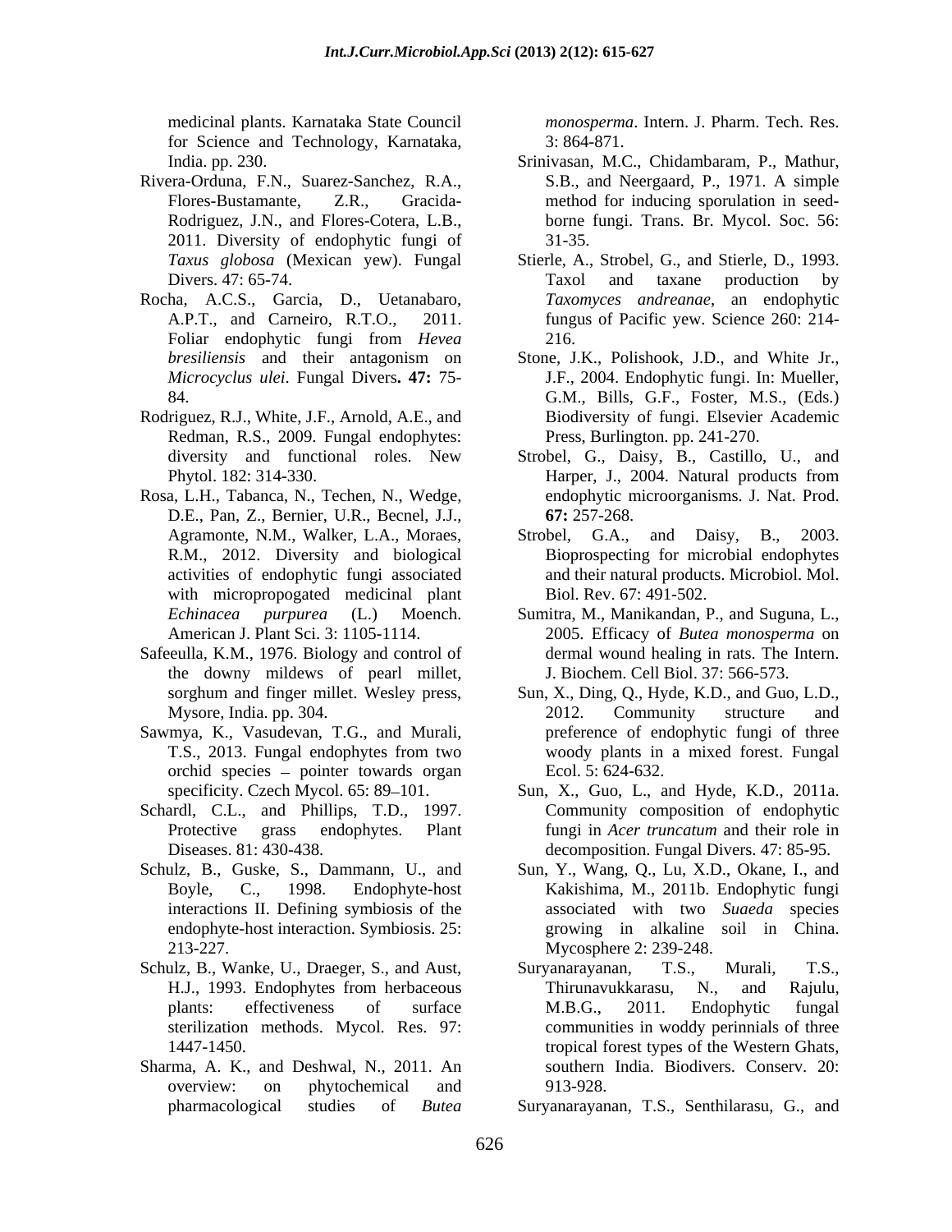medicinal plants. Karnataka State Council for Science and Technology, Karnataka, India. pp. 230.

Rivera-Orduna, F.N., Suarez-Sanchez, R.A., Flores-Bustamante, Z.R., Gracida-Rodriguez, J.N., and Flores-Cotera, L.B., 2011. Diversity of endophytic fungi of *Taxus globosa* (Mexican yew). Fungal Divers. 47: 65-74.

Rocha, A.C.S., Garcia, D., Uetanabaro, A.P.T., and Carneiro, R.T.O., 2011. Foliar endophytic fungi from *Hevea bresiliensis* and their antagonism on *Microcyclus ulei*. Fungal Divers**. 47:** 75-84.

Rodriguez, R.J., White, J.F., Arnold, A.E., and Redman, R.S., 2009. Fungal endophytes: diversity and functional roles. New Phytol. 182: 314-330.

Rosa, L.H., Tabanca, N., Techen, N., Wedge, D.E., Pan, Z., Bernier, U.R., Becnel, J.J., Agramonte, N.M., Walker, L.A., Moraes, R.M., 2012. Diversity and biological activities of endophytic fungi associated with micropropogated medicinal plant *Echinacea purpurea* (L.) Moench. American J. Plant Sci. 3: 1105-1114.

Safeeulla, K.M., 1976. Biology and control of the downy mildews of pearl millet, sorghum and finger millet. Wesley press, Mysore, India. pp. 304.

Sawmya, K., Vasudevan, T.G., and Murali, T.S., 2013. Fungal endophytes from two orchid species – pointer towards organ specificity. Czech Mycol. 65: 89–101.

Schardl, C.L., and Phillips, T.D., 1997. Protective grass endophytes. Plant Diseases. 81: 430-438.

Schulz, B., Guske, S., Dammann, U., and Boyle, C., 1998. Endophyte-host interactions II. Defining symbiosis of the endophyte-host interaction. Symbiosis. 25: 213-227.

Schulz, B., Wanke, U., Draeger, S., and Aust, H.J., 1993. Endophytes from herbaceous plants: effectiveness of surface sterilization methods. Mycol. Res. 97: 1447-1450.

Sharma, A. K., and Deshwal, N., 2011. An overview: on phytochemical and pharmacological studies of *Butea monosperma*. Intern. J. Pharm. Tech. Res. 3: 864-871.

Srinivasan, M.C., Chidambaram, P., Mathur, S.B., and Neergaard, P., 1971. A simple method for inducing sporulation in seed-borne fungi. Trans. Br. Mycol. Soc. 56: 31-35.

Stierle, A., Strobel, G., and Stierle, D., 1993. Taxol and taxane production by *Taxomyces andreanae*, an endophytic fungus of Pacific yew. Science 260: 214-216.

Stone, J.K., Polishook, J.D., and White Jr., J.F., 2004. Endophytic fungi. In: Mueller, G.M., Bills, G.F., Foster, M.S., (Eds.) Biodiversity of fungi. Elsevier Academic Press, Burlington. pp. 241-270.

Strobel, G., Daisy, B., Castillo, U., and Harper, J., 2004. Natural products from endophytic microorganisms. J. Nat. Prod. **67:** 257-268.

Strobel, G.A., and Daisy, B., 2003. Bioprospecting for microbial endophytes and their natural products. Microbiol. Mol. Biol. Rev. 67: 491-502.

Sumitra, M., Manikandan, P., and Suguna, L., 2005. Efficacy of *Butea monosperma* on dermal wound healing in rats. The Intern. J. Biochem. Cell Biol. 37: 566-573.

Sun, X., Ding, Q., Hyde, K.D., and Guo, L.D., 2012. Community structure and preference of endophytic fungi of three woody plants in a mixed forest. Fungal Ecol. 5: 624-632.

Sun, X., Guo, L., and Hyde, K.D., 2011a. Community composition of endophytic fungi in *Acer truncatum* and their role in decomposition. Fungal Divers. 47: 85-95.

Sun, Y., Wang, Q., Lu, X.D., Okane, I., and Kakishima, M., 2011b. Endophytic fungi associated with two *Suaeda* species growing in alkaline soil in China. Mycosphere 2: 239-248.

Suryanarayanan, T.S., Murali, T.S., Thirunavukkarasu, N., and Rajulu, M.B.G., 2011. Endophytic fungal communities in woddy perinnials of three tropical forest types of the Western Ghats, southern India. Biodivers. Conserv. 20: 913-928.

Suryanarayanan, T.S., Senthilarasu, G., and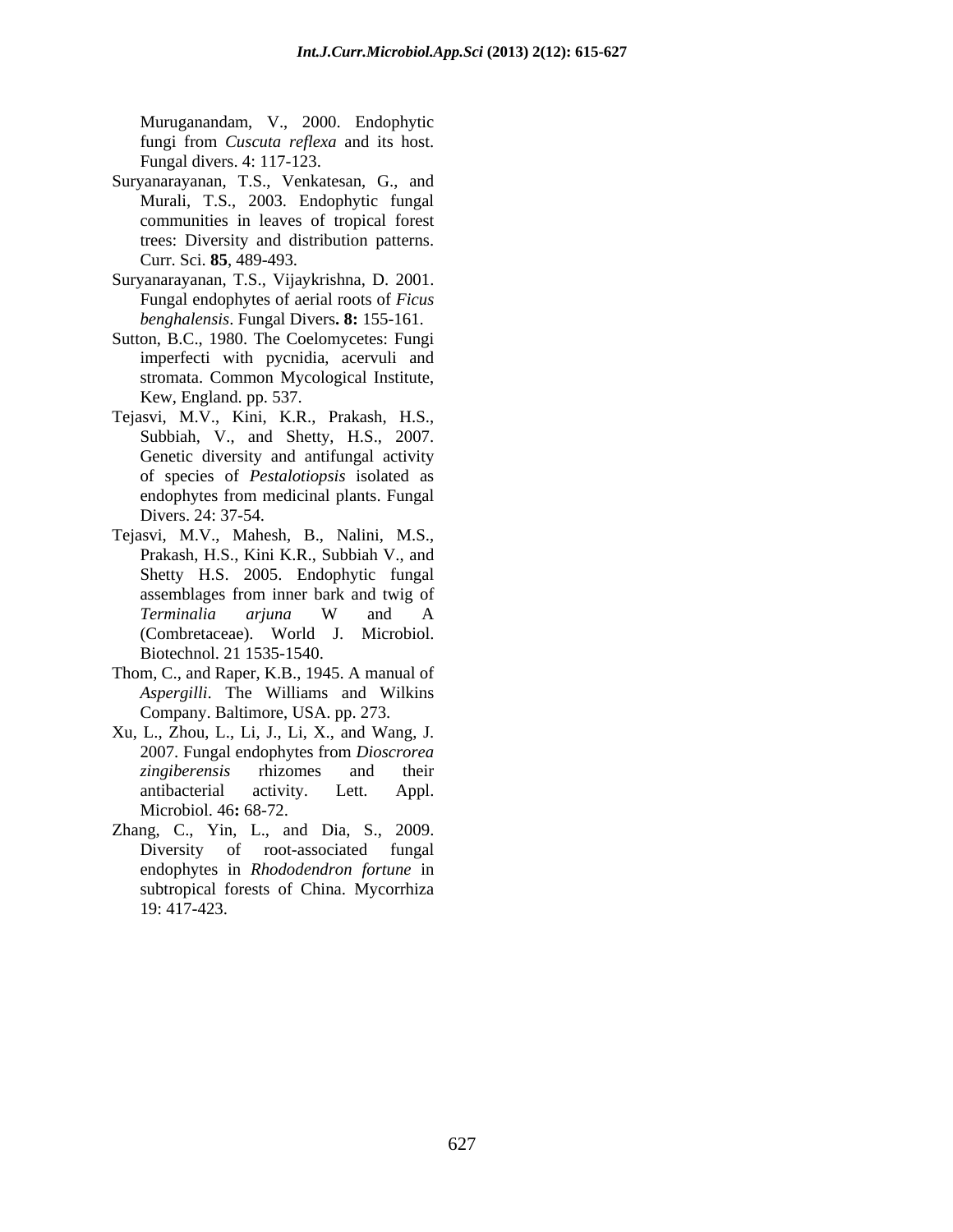Muruganandam, V., 2000. Endophytic fungi from *Cuscuta reflexa* and its host. Fungal divers. 4: 117-123.

Suryanarayanan, T.S., Venkatesan, G., and Murali, T.S., 2003. Endophytic fungal communities in leaves of tropical forest trees: Diversity and distribution patterns. Curr. Sci. **85**, 489-493.

Suryanarayanan, T.S., Vijaykrishna, D. 2001. Fungal endophytes of aerial roots of *Ficus benghalensis*. Fungal Divers**. 8:** 155-161.

Sutton, B.C., 1980. The Coelomycetes: Fungi imperfecti with pycnidia, acervuli and stromata. Common Mycological Institute, Kew, England. pp. 537.

Tejasvi, M.V., Kini, K.R., Prakash, H.S., Subbiah, V., and Shetty, H.S., 2007. Genetic diversity and antifungal activity of species of *Pestalotiopsis* isolated as endophytes from medicinal plants. Fungal Divers. 24: 37-54.

Tejasvi, M.V., Mahesh, B., Nalini, M.S., Prakash, H.S., Kini K.R., Subbiah V., and Shetty H.S. 2005. Endophytic fungal assemblages from inner bark and twig of *Terminalia arjuna* W and A (Combretaceae). World J. Microbiol. Biotechnol. 21 1535-1540.

Thom, C., and Raper, K.B., 1945. A manual of *Aspergilli*. The Williams and Wilkins Company. Baltimore, USA. pp. 273.

Xu, L., Zhou, L., Li, J., Li, X., and Wang, J. 2007. Fungal endophytes from *Dioscrorea zingiberensis* rhizomes and their antibacterial activity. Lett. Appl. Microbiol. 46**:** 68-72.

Zhang, C., Yin, L., and Dia, S., 2009. Diversity of root-associated fungal endophytes in *Rhododendron fortune* in subtropical forests of China. Mycorrhiza 19: 417-423.